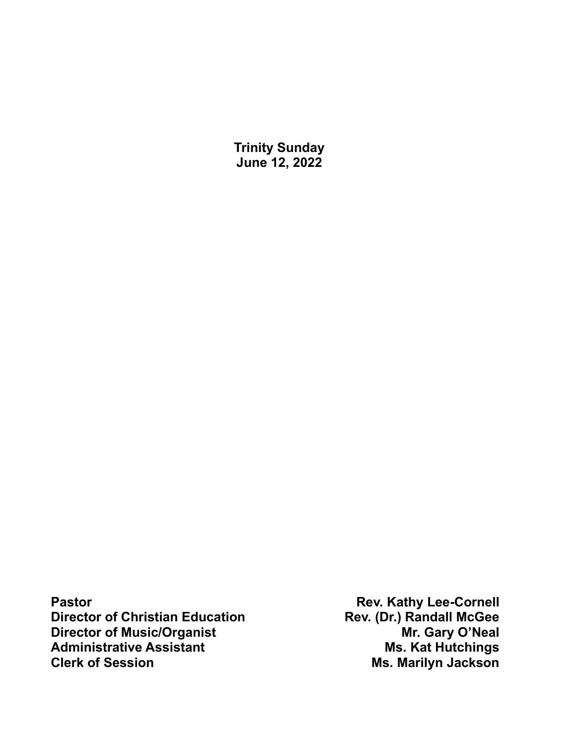**Trinity Sunday**
**June 12, 2022**

| | |
|---|---|
| **Pastor** | **Rev. Kathy Lee-Cornell** |
| **Director of Christian Education** | **Rev. (Dr.) Randall McGee** |
| **Director of Music/Organist** | **Mr. Gary O'Neal** |
| **Administrative Assistant** | **Ms. Kat Hutchings** |
| **Clerk of Session** | **Ms. Marilyn Jackson** |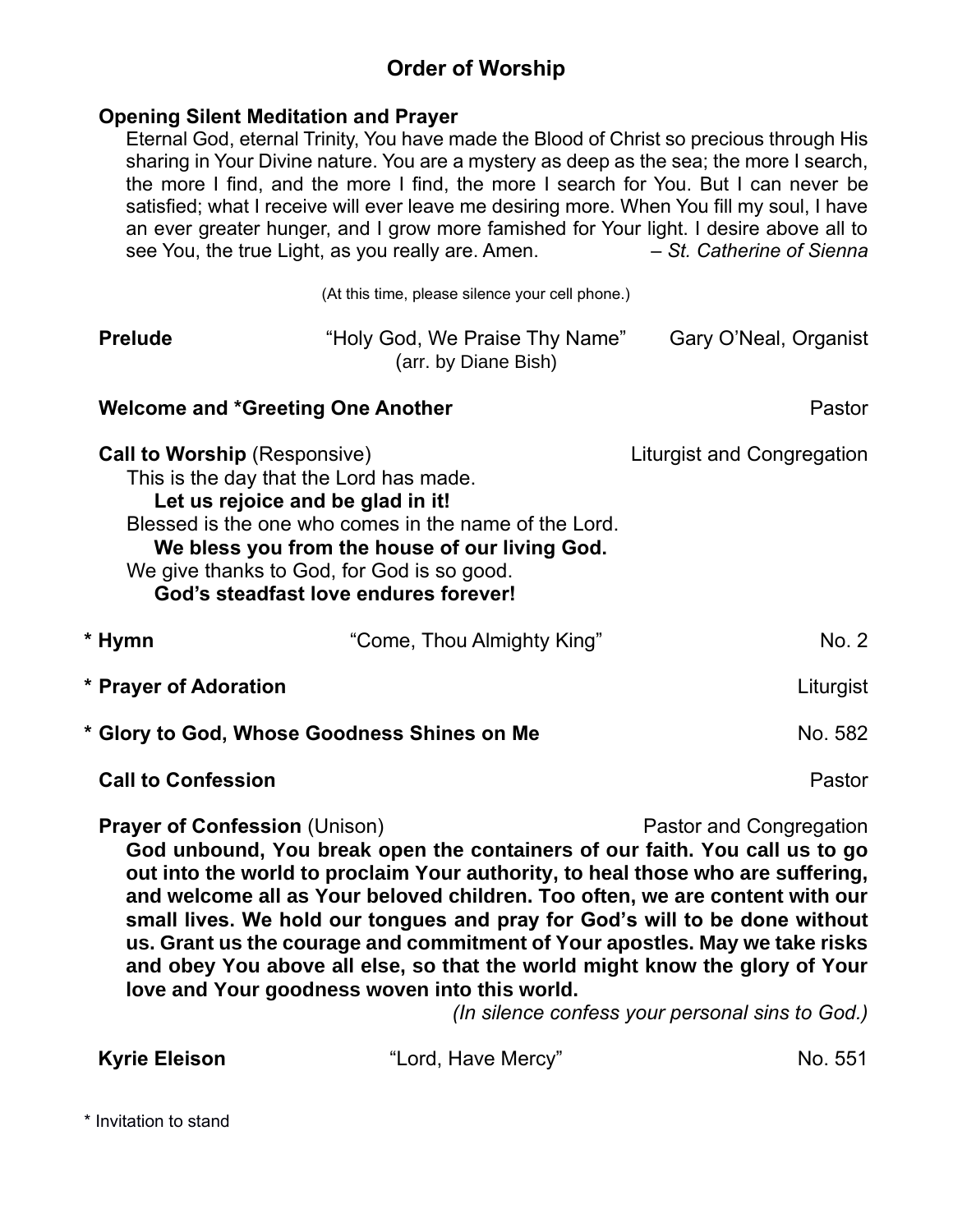## Order of Worship

**Opening Silent Meditation and Prayer**

Eternal God, eternal Trinity, You have made the Blood of Christ so precious through His sharing in Your Divine nature. You are a mystery as deep as the sea; the more I search, the more I find, and the more I find, the more I search for You. But I can never be satisfied; what I receive will ever leave me desiring more. When You fill my soul, I have an ever greater hunger, and I grow more famished for Your light. I desire above all to see You, the true Light, as you really are. Amen. – *St. Catherine of Sienna*

(At this time, please silence your cell phone.)

**Prelude** "Holy God, We Praise Thy Name" (arr. by Diane Bish) Gary O'Neal, Organist

**Welcome and \*Greeting One Another** Pastor

**Call to Worship** (Responsive) Liturgist and Congregation

This is the day that the Lord has made.
**Let us rejoice and be glad in it!**
Blessed is the one who comes in the name of the Lord.
**We bless you from the house of our living God.**
We give thanks to God, for God is so good.
**God's steadfast love endures forever!**

**\* Hymn** "Come, Thou Almighty King" No. 2

**\* Prayer of Adoration** Liturgist

**\* Glory to God, Whose Goodness Shines on Me** No. 582

**Call to Confession** Pastor

**Prayer of Confession** (Unison) Pastor and Congregation

**God unbound, You break open the containers of our faith. You call us to go out into the world to proclaim Your authority, to heal those who are suffering, and welcome all as Your beloved children. Too often, we are content with our small lives. We hold our tongues and pray for God's will to be done without us. Grant us the courage and commitment of Your apostles. May we take risks and obey You above all else, so that the world might know the glory of Your love and Your goodness woven into this world.**

*(In silence confess your personal sins to God.)*

**Kyrie Eleison** "Lord, Have Mercy" No. 551

\* Invitation to stand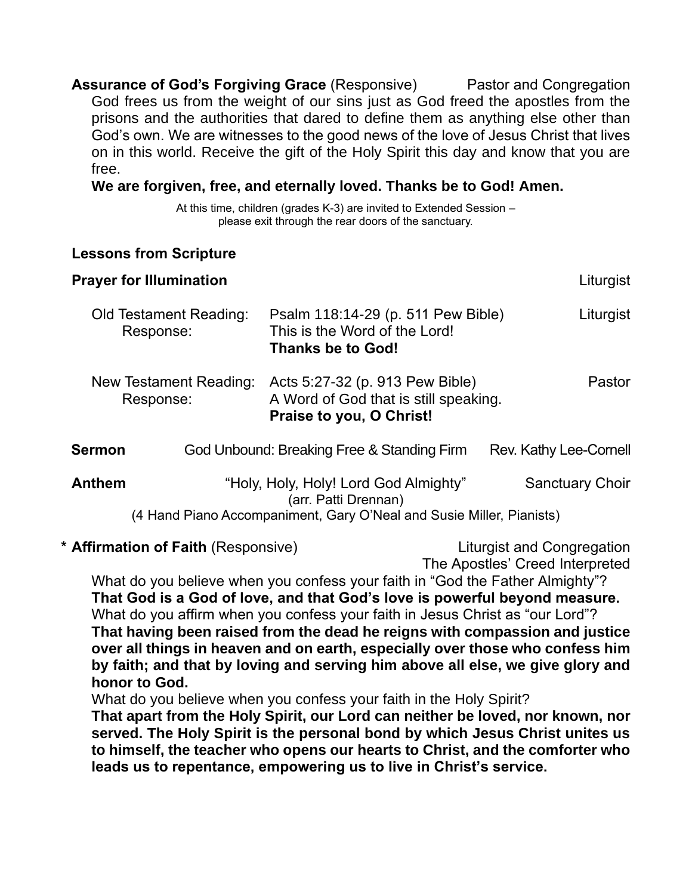**Assurance of God's Forgiving Grace** (Responsive) Pastor and Congregation

God frees us from the weight of our sins just as God freed the apostles from the prisons and the authorities that dared to define them as anything else other than God's own. We are witnesses to the good news of the love of Jesus Christ that lives on in this world. Receive the gift of the Holy Spirit this day and know that you are free.

**We are forgiven, free, and eternally loved. Thanks be to God! Amen.**

At this time, children (grades K-3) are invited to Extended Session – please exit through the rear doors of the sanctuary.

**Lessons from Scripture**

**Prayer for Illumination** Liturgist

Old Testament Reading: Psalm 118:14-29 (p. 511 Pew Bible) Liturgist
Response: This is the Word of the Lord!
**Thanks be to God!**

New Testament Reading: Acts 5:27-32 (p. 913 Pew Bible) Pastor
Response: A Word of God that is still speaking.
**Praise to you, O Christ!**

**Sermon** God Unbound: Breaking Free & Standing Firm Rev. Kathy Lee-Cornell

**Anthem** "Holy, Holy, Holy! Lord God Almighty" Sanctuary Choir
(arr. Patti Drennan)
(4 Hand Piano Accompaniment, Gary O'Neal and Susie Miller, Pianists)

\* **Affirmation of Faith** (Responsive) Liturgist and Congregation
The Apostles' Creed Interpreted

What do you believe when you confess your faith in "God the Father Almighty"?
**That God is a God of love, and that God's love is powerful beyond measure.**
What do you affirm when you confess your faith in Jesus Christ as "our Lord"?
**That having been raised from the dead he reigns with compassion and justice over all things in heaven and on earth, especially over those who confess him by faith; and that by loving and serving him above all else, we give glory and honor to God.**
What do you believe when you confess your faith in the Holy Spirit?
**That apart from the Holy Spirit, our Lord can neither be loved, nor known, nor served. The Holy Spirit is the personal bond by which Jesus Christ unites us to himself, the teacher who opens our hearts to Christ, and the comforter who leads us to repentance, empowering us to live in Christ's service.**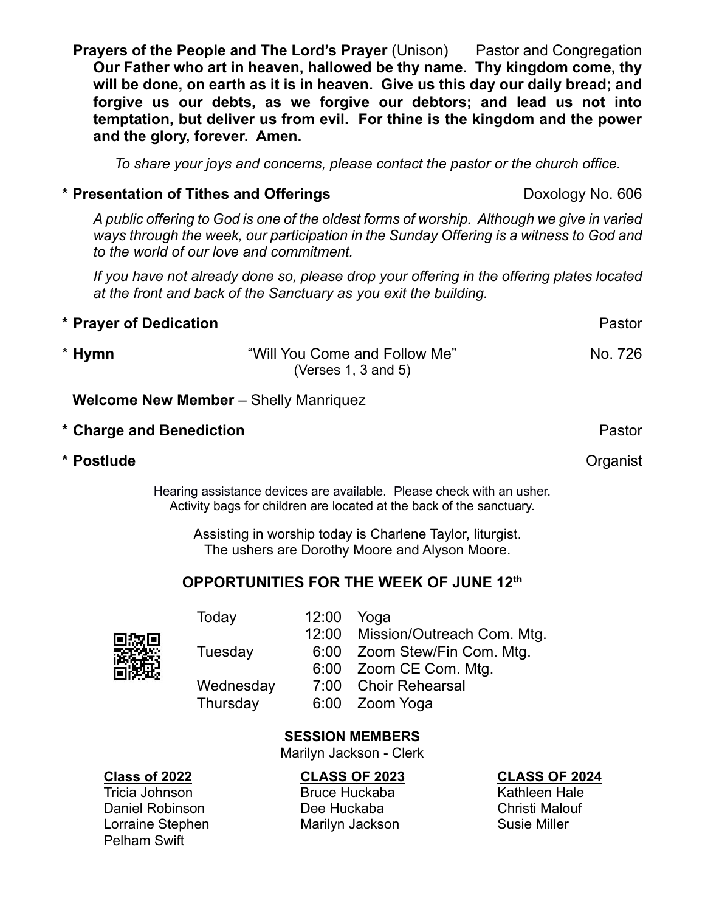**Prayers of the People and The Lord's Prayer** (Unison) Pastor and Congregation

**Our Father who art in heaven, hallowed be thy name. Thy kingdom come, thy will be done, on earth as it is in heaven. Give us this day our daily bread; and forgive us our debts, as we forgive our debtors; and lead us not into temptation, but deliver us from evil. For thine is the kingdom and the power and the glory, forever. Amen.**

*To share your joys and concerns, please contact the pastor or the church office.*

**\* Presentation of Tithes and Offerings** Doxology No. 606

*A public offering to God is one of the oldest forms of worship. Although we give in varied ways through the week, our participation in the Sunday Offering is a witness to God and to the world of our love and commitment.*

*If you have not already done so, please drop your offering in the offering plates located at the front and back of the Sanctuary as you exit the building.*

**\* Prayer of Dedication** Pastor

\* **Hymn** "Will You Come and Follow Me" (Verses 1, 3 and 5) No. 726

**Welcome New Member** – Shelly Manriquez

**\* Charge and Benediction** Pastor

**\* Postlude** Organist

Hearing assistance devices are available. Please check with an usher.
Activity bags for children are located at the back of the sanctuary.

Assisting in worship today is Charlene Taylor, liturgist.
The ushers are Dorothy Moore and Alyson Moore.

## OPPORTUNITIES FOR THE WEEK OF JUNE 12th

| | | |
|---|---|---|
| Today | 12:00 | Yoga |
| | 12:00 | Mission/Outreach Com. Mtg. |
| Tuesday | 6:00 | Zoom Stew/Fin Com. Mtg. |
| | 6:00 | Zoom CE Com. Mtg. |
| Wednesday | 7:00 | Choir Rehearsal |
| Thursday | 6:00 | Zoom Yoga |

## SESSION MEMBERS

Marilyn Jackson - Clerk

| Class of 2022 | CLASS OF 2023 | CLASS OF 2024 |
|---|---|---|
| Tricia Johnson | Bruce Huckaba | Kathleen Hale |
| Daniel Robinson | Dee Huckaba | Christi Malouf |
| Lorraine Stephen | Marilyn Jackson | Susie Miller |
| Pelham Swift | | |